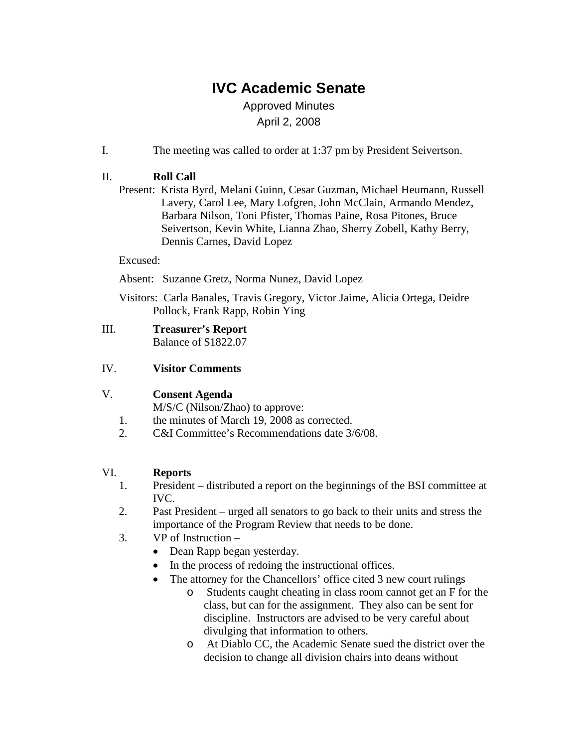# IVC Academic Senate

Approved Minutes

April 2, 2008

I. The meeting was called to order at 1:37 pm by President Seivertson.

II. **Roll Call**

Present: Krista Byrd, Melani Guinn, Cesar Guzman, Michael Heumann, Russell Lavery, Carol Lee, Mary Lofgren, John McClain, Armando Mendez, Barbara Nilson, Toni Pfister, Thomas Paine, Rosa Pitones, Bruce Seivertson, Kevin White, Lianna Zhao, Sherry Zobell, Kathy Berry, Dennis Carnes, David Lopez

Excused:

Absent: Suzanne Gretz, Norma Nunez, David Lopez

Visitors: Carla Banales, Travis Gregory, Victor Jaime, Alicia Ortega, Deidre Pollock, Frank Rapp, Robin Ying

III. **Treasurer's Report**

Balance of $1822.07

IV. **Visitor Comments**

V. **Consent Agenda**

M/S/C (Nilson/Zhao) to approve:

1. the minutes of March 19, 2008 as corrected.
2. C&I Committee's Recommendations date 3/6/08.

VI. **Reports**

1. President – distributed a report on the beginnings of the BSI committee at IVC.
2. Past President – urged all senators to go back to their units and stress the importance of the Program Review that needs to be done.
3. VP of Instruction –
   - Dean Rapp began yesterday.
   - In the process of redoing the instructional offices.
   - The attorney for the Chancellors' office cited 3 new court rulings
     - Students caught cheating in class room cannot get an F for the class, but can for the assignment. They also can be sent for discipline. Instructors are advised to be very careful about divulging that information to others.
     - At Diablo CC, the Academic Senate sued the district over the decision to change all division chairs into deans without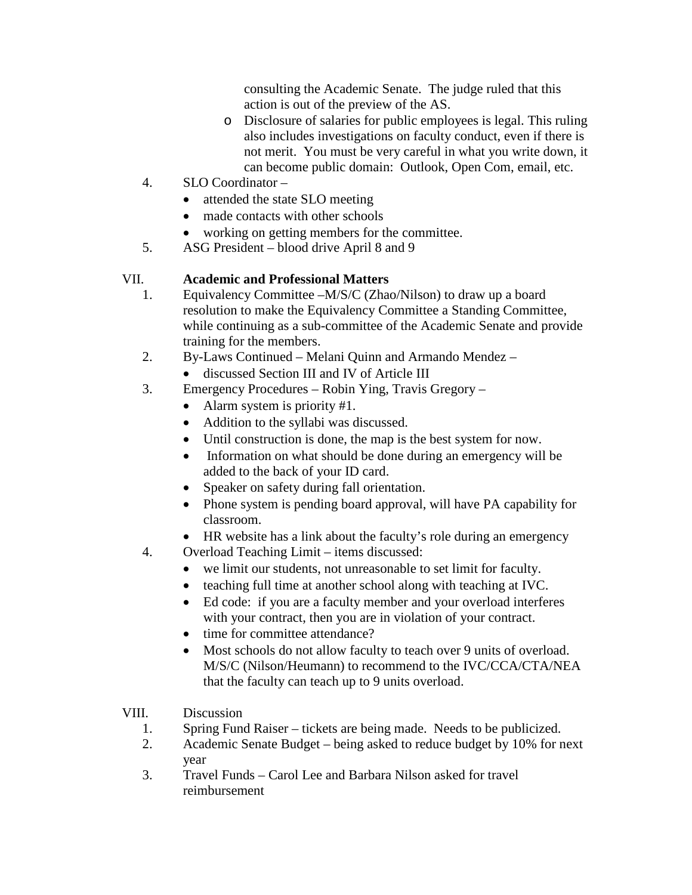consulting the Academic Senate. The judge ruled that this action is out of the preview of the AS.

  - Disclosure of salaries for public employees is legal. This ruling also includes investigations on faculty conduct, even if there is not merit. You must be very careful in what you write down, it can become public domain: Outlook, Open Com, email, etc.

4. SLO Coordinator –
   - attended the state SLO meeting
   - made contacts with other schools
   - working on getting members for the committee.
5. ASG President – blood drive April 8 and 9

VII. **Academic and Professional Matters**

1. Equivalency Committee –M/S/C (Zhao/Nilson) to draw up a board resolution to make the Equivalency Committee a Standing Committee, while continuing as a sub-committee of the Academic Senate and provide training for the members.
2. By-Laws Continued – Melani Quinn and Armando Mendez –
   - discussed Section III and IV of Article III
3. Emergency Procedures – Robin Ying, Travis Gregory –
   - Alarm system is priority #1.
   - Addition to the syllabi was discussed.
   - Until construction is done, the map is the best system for now.
   - Information on what should be done during an emergency will be added to the back of your ID card.
   - Speaker on safety during fall orientation.
   - Phone system is pending board approval, will have PA capability for classroom.
   - HR website has a link about the faculty's role during an emergency
4. Overload Teaching Limit – items discussed:
   - we limit our students, not unreasonable to set limit for faculty.
   - teaching full time at another school along with teaching at IVC.
   - Ed code: if you are a faculty member and your overload interferes with your contract, then you are in violation of your contract.
   - time for committee attendance?
   - Most schools do not allow faculty to teach over 9 units of overload. M/S/C (Nilson/Heumann) to recommend to the IVC/CCA/CTA/NEA that the faculty can teach up to 9 units overload.

VIII. Discussion

1. Spring Fund Raiser – tickets are being made. Needs to be publicized.
2. Academic Senate Budget – being asked to reduce budget by 10% for next year
3. Travel Funds – Carol Lee and Barbara Nilson asked for travel reimbursement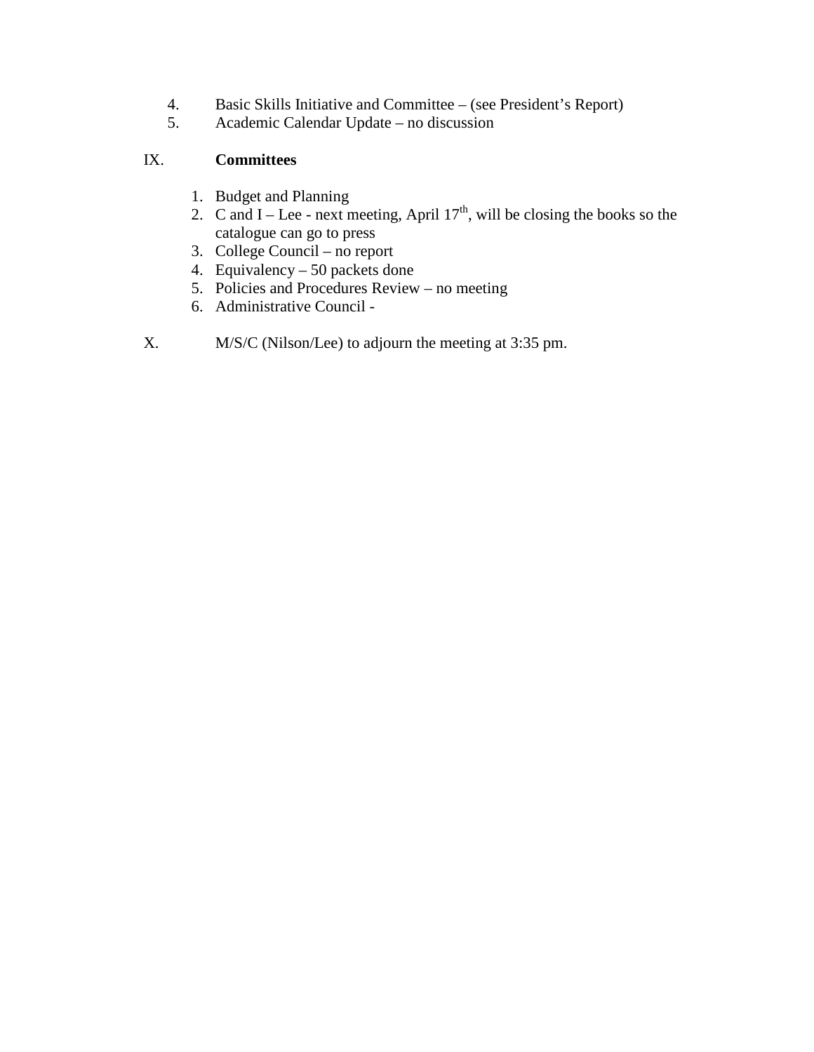4. Basic Skills Initiative and Committee – (see President's Report)
5. Academic Calendar Update – no discussion

IX. **Committees**

1. Budget and Planning
2. C and I – Lee - next meeting, April 17th, will be closing the books so the catalogue can go to press
3. College Council – no report
4. Equivalency – 50 packets done
5. Policies and Procedures Review – no meeting
6. Administrative Council -

X. M/S/C (Nilson/Lee) to adjourn the meeting at 3:35 pm.